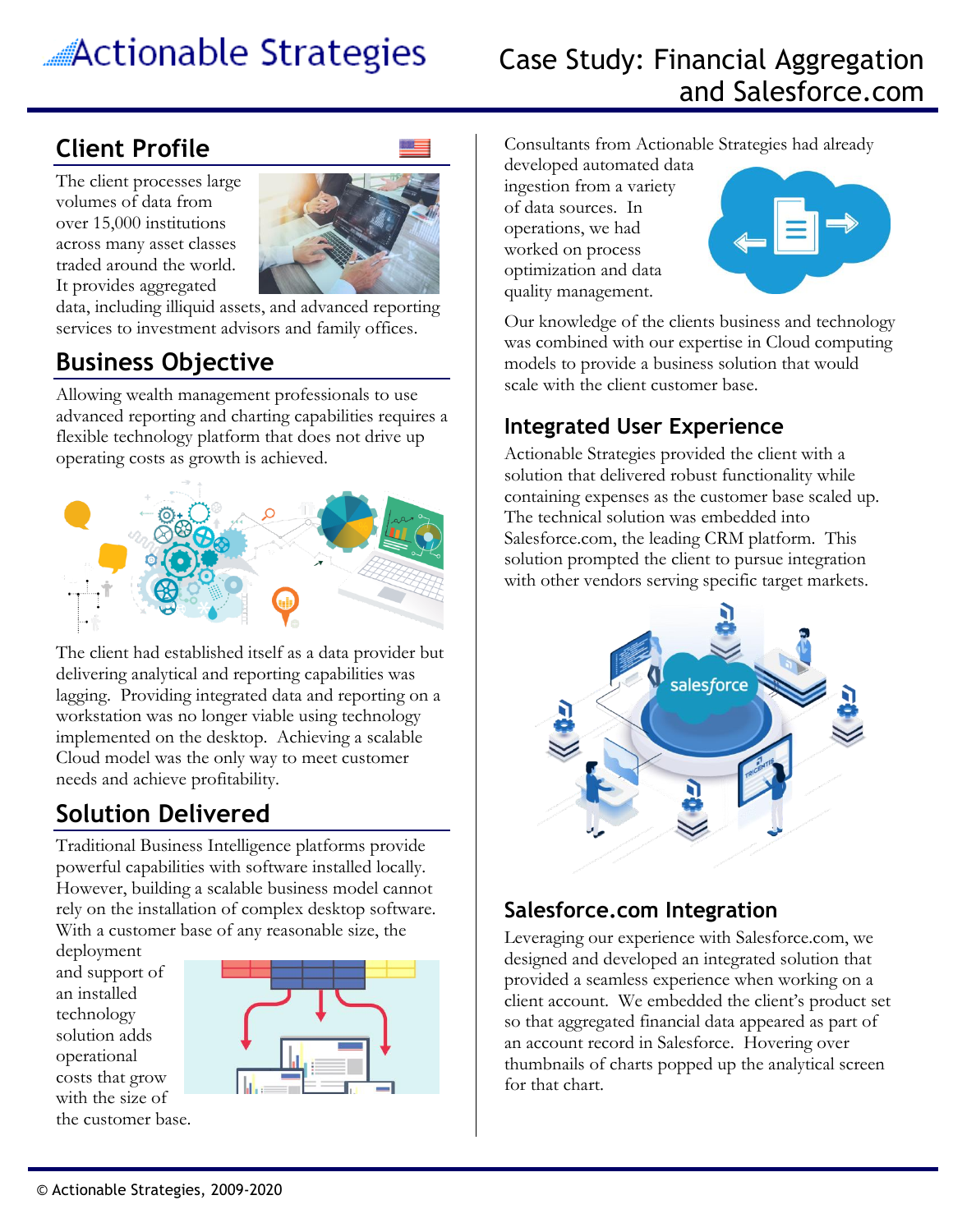# Actionable Strategies

# Case Study: Financial Aggregation and Salesforce.com

## Client Profile

The client processes large volumes of data from over 15,000 institutions across many asset classes traded around the world. It provides aggregated data, including illiquid assets, and advanced reporting services to investment advisors and family offices.

## Business Objective

Allowing wealth management professionals to use advanced reporting and charting capabilities requires a flexible technology platform that does not drive up operating costs as growth is achieved.

The client had established itself as a data provider but delivering analytical and reporting capabilities was lagging. Providing integrated data and reporting on a workstation was no longer viable using technology implemented on the desktop. Achieving a scalable Cloud model was the only way to meet customer needs and achieve profitability.

## Solution Delivered

Traditional Business Intelligence platforms provide powerful capabilities with software installed locally. However, building a scalable business model cannot rely on the installation of complex desktop software. With a customer base of any reasonable size, the deployment and support of an installed technology solution adds operational costs that grow with the size of the customer base.

Consultants from Actionable Strategies had already developed automated data ingestion from a variety of data sources. In operations, we had worked on process optimization and data quality management.

Our knowledge of the clients business and technology was combined with our expertise in Cloud computing models to provide a business solution that would scale with the client customer base.

## Integrated User Experience

Actionable Strategies provided the client with a solution that delivered robust functionality while containing expenses as the customer base scaled up. The technical solution was embedded into Salesforce.com, the leading CRM platform. This solution prompted the client to pursue integration with other vendors serving specific target markets.

## Salesforce.com Integration

Leveraging our experience with Salesforce.com, we designed and developed an integrated solution that provided a seamless experience when working on a client account. We embedded the client's product set so that aggregated financial data appeared as part of an account record in Salesforce. Hovering over thumbnails of charts popped up the analytical screen for that chart.

© Actionable Strategies, 2009-2020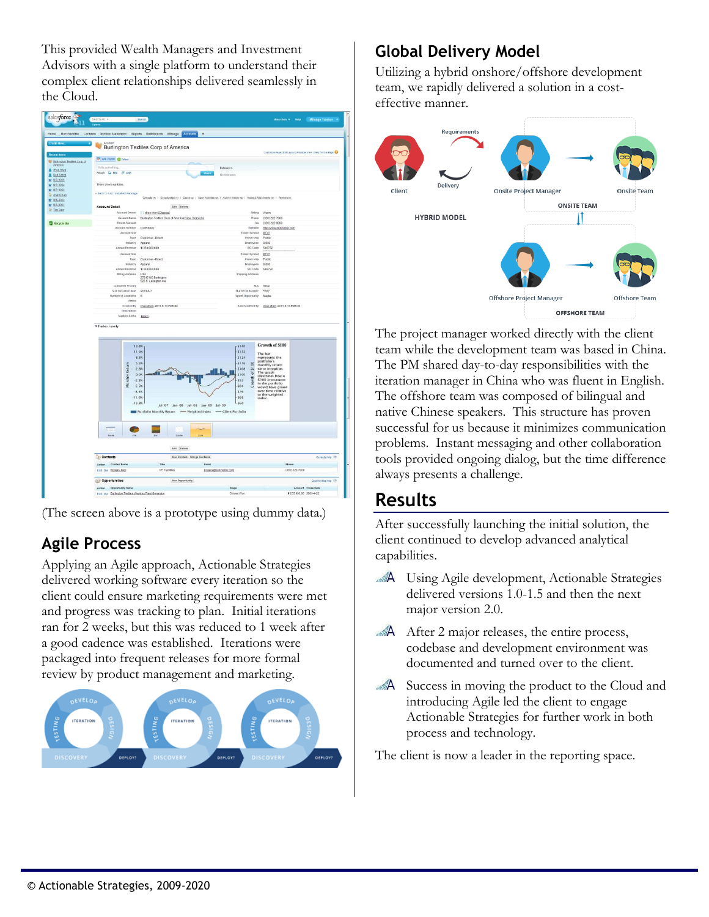This provided Wealth Managers and Investment Advisors with a single platform to understand their complex client relationships delivered seamlessly in the Cloud.

(The screen above is a prototype using dummy data.)

## Agile Process

Applying an Agile approach, Actionable Strategies delivered working software every iteration so the client could ensure marketing requirements were met and progress was tracking to plan. Initial iterations ran for 2 weeks, but this was reduced to 1 week after a good cadence was established. Iterations were packaged into frequent releases for more formal review by product management and marketing.

## Global Delivery Model

Utilizing a hybrid onshore/offshore development team, we rapidly delivered a solution in a cost-effective manner.

The project manager worked directly with the client team while the development team was based in China. The PM shared day-to-day responsibilities with the iteration manager in China who was fluent in English. The offshore team was composed of bilingual and native Chinese speakers. This structure has proven successful for us because it minimizes communication problems. Instant messaging and other collaboration tools provided ongoing dialog, but the time difference always presents a challenge.

## Results

After successfully launching the initial solution, the client continued to develop advanced analytical capabilities.

- Using Agile development, Actionable Strategies delivered versions 1.0-1.5 and then the next major version 2.0.
- After 2 major releases, the entire process, codebase and development environment was documented and turned over to the client.
- Success in moving the product to the Cloud and introducing Agile led the client to engage Actionable Strategies for further work in both process and technology.

The client is now a leader in the reporting space.

© Actionable Strategies, 2009-2020